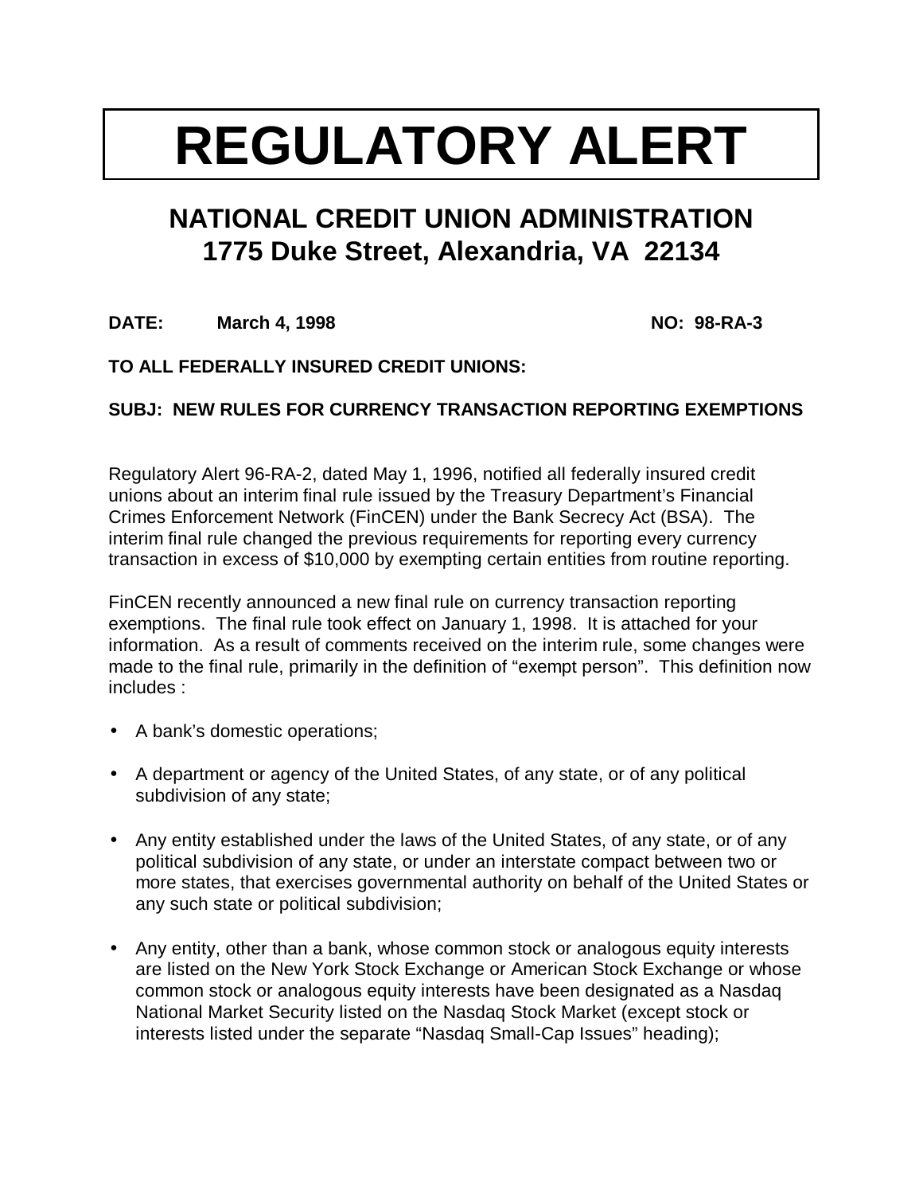# REGULATORY ALERT

## NATIONAL CREDIT UNION ADMINISTRATION
## 1775 Duke Street, Alexandria, VA 22134

**DATE: March 4, 1998** **NO: 98-RA-3**

**TO ALL FEDERALLY INSURED CREDIT UNIONS:**

**SUBJ: NEW RULES FOR CURRENCY TRANSACTION REPORTING EXEMPTIONS**

Regulatory Alert 96-RA-2, dated May 1, 1996, notified all federally insured credit unions about an interim final rule issued by the Treasury Department's Financial Crimes Enforcement Network (FinCEN) under the Bank Secrecy Act (BSA). The interim final rule changed the previous requirements for reporting every currency transaction in excess of $10,000 by exempting certain entities from routine reporting.

FinCEN recently announced a new final rule on currency transaction reporting exemptions. The final rule took effect on January 1, 1998. It is attached for your information. As a result of comments received on the interim rule, some changes were made to the final rule, primarily in the definition of "exempt person". This definition now includes :

- A bank's domestic operations;
- A department or agency of the United States, of any state, or of any political subdivision of any state;
- Any entity established under the laws of the United States, of any state, or of any political subdivision of any state, or under an interstate compact between two or more states, that exercises governmental authority on behalf of the United States or any such state or political subdivision;
- Any entity, other than a bank, whose common stock or analogous equity interests are listed on the New York Stock Exchange or American Stock Exchange or whose common stock or analogous equity interests have been designated as a Nasdaq National Market Security listed on the Nasdaq Stock Market (except stock or interests listed under the separate "Nasdaq Small-Cap Issues" heading);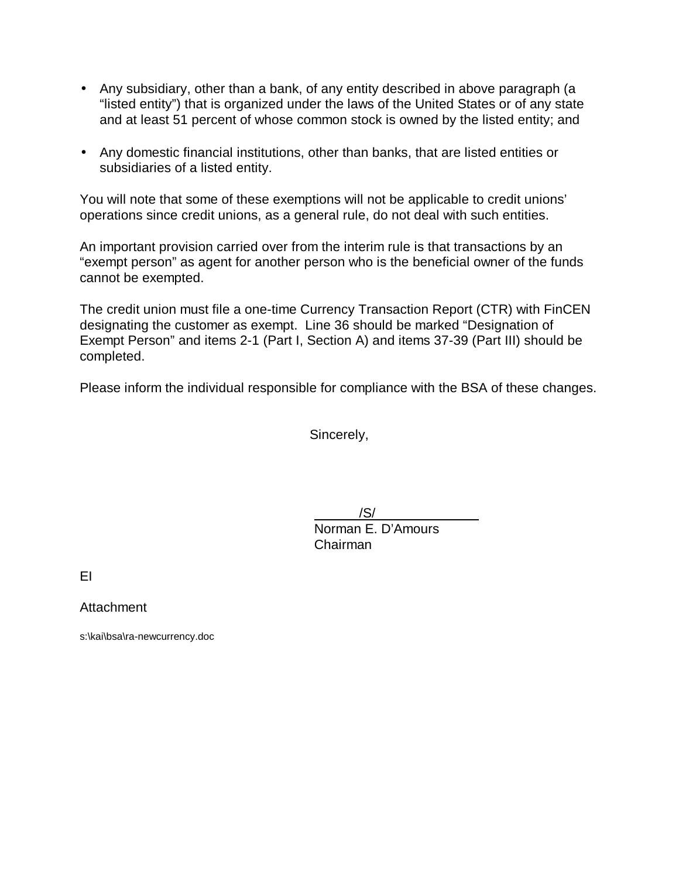- Any subsidiary, other than a bank, of any entity described in above paragraph (a "listed entity") that is organized under the laws of the United States or of any state and at least 51 percent of whose common stock is owned by the listed entity; and

- Any domestic financial institutions, other than banks, that are listed entities or subsidiaries of a listed entity.

You will note that some of these exemptions will not be applicable to credit unions' operations since credit unions, as a general rule, do not deal with such entities.

An important provision carried over from the interim rule is that transactions by an "exempt person" as agent for another person who is the beneficial owner of the funds cannot be exempted.

The credit union must file a one-time Currency Transaction Report (CTR) with FinCEN designating the customer as exempt. Line 36 should be marked "Designation of Exempt Person" and items 2-1 (Part I, Section A) and items 37-39 (Part III) should be completed.

Please inform the individual responsible for compliance with the BSA of these changes.

Sincerely,

/S/

Norman E. D'Amours
Chairman

EI

Attachment

s:\kai\bsa\ra-newcurrency.doc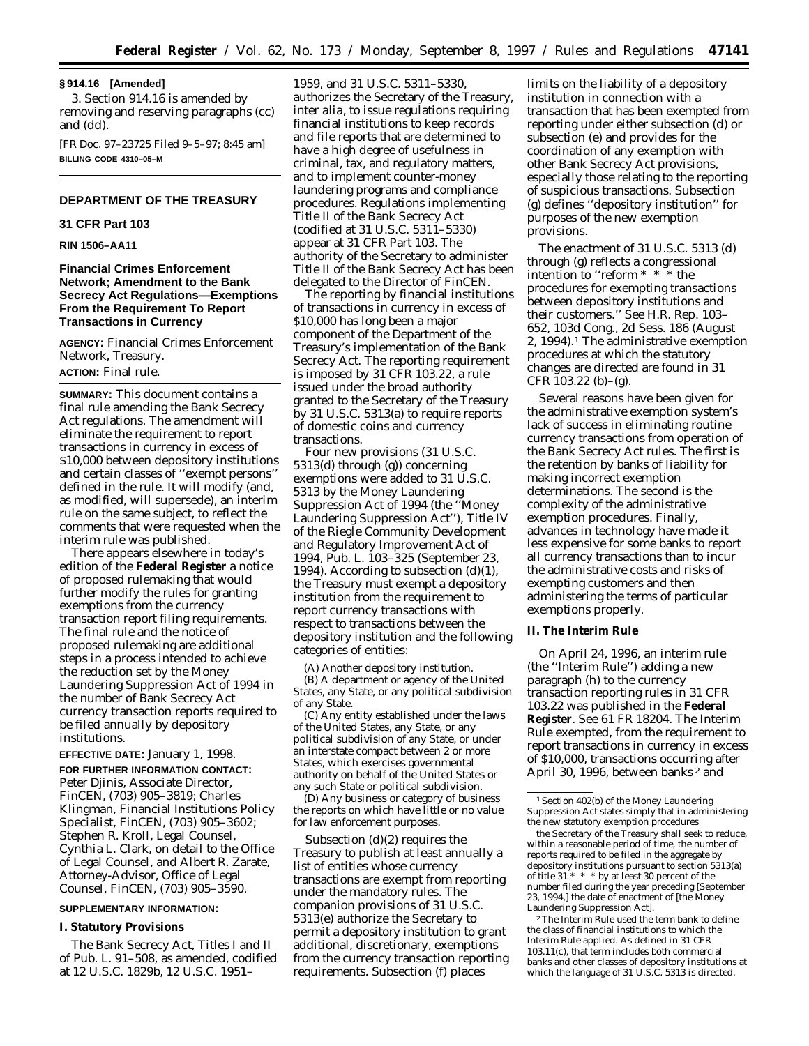## § 914.16 [Amended]

3. Section 914.16 is amended by removing and reserving paragraphs (cc) and (dd).

[FR Doc. 97–23725 Filed 9–5–97; 8:45 am]

**BILLING CODE 4310–05–M**

---

## DEPARTMENT OF THE TREASURY

### 31 CFR Part 103

**RIN 1506–AA11**

### Financial Crimes Enforcement Network; Amendment to the Bank Secrecy Act Regulations—Exemptions From the Requirement To Report Transactions in Currency

**AGENCY:** Financial Crimes Enforcement Network, Treasury.

**ACTION:** Final rule.

**SUMMARY:** This document contains a final rule amending the Bank Secrecy Act regulations. The amendment will eliminate the requirement to report transactions in currency in excess of $10,000 between depository institutions and certain classes of ''exempt persons'' defined in the rule. It will modify (and, as modified, will supersede), an interim rule on the same subject, to reflect the comments that were requested when the interim rule was published.

There appears elsewhere in today's edition of the **Federal Register** a notice of proposed rulemaking that would further modify the rules for granting exemptions from the currency transaction report filing requirements. The final rule and the notice of proposed rulemaking are additional steps in a process intended to achieve the reduction set by the Money Laundering Suppression Act of 1994 in the number of Bank Secrecy Act currency transaction reports required to be filed annually by depository institutions.

**EFFECTIVE DATE:** January 1, 1998.

**FOR FURTHER INFORMATION CONTACT:** Peter Djinis, Associate Director, FinCEN, (703) 905–3819; Charles Klingman, Financial Institutions Policy Specialist, FinCEN, (703) 905–3602; Stephen R. Kroll, Legal Counsel, Cynthia L. Clark, on detail to the Office of Legal Counsel, and Albert R. Zarate, Attorney-Advisor, Office of Legal Counsel, FinCEN, (703) 905–3590.

**SUPPLEMENTARY INFORMATION:**

### I. Statutory Provisions

The Bank Secrecy Act, Titles I and II of Pub. L. 91–508, as amended, codified at 12 U.S.C. 1829b, 12 U.S.C. 1951–1959, and 31 U.S.C. 5311–5330, authorizes the Secretary of the Treasury, *inter alia*, to issue regulations requiring financial institutions to keep records and file reports that are determined to have a high degree of usefulness in criminal, tax, and regulatory matters, and to implement counter-money laundering programs and compliance procedures. Regulations implementing Title II of the Bank Secrecy Act (codified at 31 U.S.C. 5311–5330) appear at 31 CFR Part 103. The authority of the Secretary to administer Title II of the Bank Secrecy Act has been delegated to the Director of FinCEN.

The reporting by financial institutions of transactions in currency in excess of $10,000 has long been a major component of the Department of the Treasury's implementation of the Bank Secrecy Act. The reporting requirement is imposed by 31 CFR 103.22, a rule issued under the broad authority granted to the Secretary of the Treasury by 31 U.S.C. 5313(a) to require reports of domestic coins and currency transactions.

Four new provisions (31 U.S.C. 5313(d) through (g)) concerning exemptions were added to 31 U.S.C. 5313 by the Money Laundering Suppression Act of 1994 (the ''Money Laundering Suppression Act''), Title IV of the Riegle Community Development and Regulatory Improvement Act of 1994, Pub. L. 103–325 (September 23, 1994). According to subsection (d)(1), the Treasury must exempt a depository institution from the requirement to report currency transactions with respect to transactions between the depository institution and the following categories of entities:

(A) Another depository institution.

(B) A department or agency of the United States, any State, or any political subdivision of any State.

(C) Any entity established under the laws of the United States, any State, or any political subdivision of any State, or under an interstate compact between 2 or more States, which exercises governmental authority on behalf of the United States or any such State or political subdivision.

(D) Any business or category of business the reports on which have little or no value for law enforcement purposes.

Subsection (d)(2) requires the Treasury to publish at least annually a list of entities whose currency transactions are exempt from reporting under the mandatory rules. The companion provisions of 31 U.S.C. 5313(e) authorize the Secretary to permit a depository institution to grant additional, discretionary, exemptions from the currency transaction reporting requirements. Subsection (f) places limits on the liability of a depository institution in connection with a transaction that has been exempted from reporting under either subsection (d) or subsection (e) and provides for the coordination of any exemption with other Bank Secrecy Act provisions, especially those relating to the reporting of suspicious transactions. Subsection (g) defines ''depository institution'' for purposes of the new exemption provisions.

The enactment of 31 U.S.C. 5313 (d) through (g) reflects a congressional intention to ''reform * * * the procedures for exempting transactions between depository institutions and their customers.'' See H.R. Rep. 103–652, 103d Cong., 2d Sess. 186 (August 2, 1994).[1] The administrative exemption procedures at which the statutory changes are directed are found in 31 CFR 103.22 (b)–(g).

Several reasons have been given for the administrative exemption system's lack of success in eliminating routine currency transactions from operation of the Bank Secrecy Act rules. The first is the retention by banks of liability for making incorrect exemption determinations. The second is the complexity of the administrative exemption procedures. Finally, advances in technology have made it less expensive for some banks to report all currency transactions than to incur the administrative costs and risks of exempting customers and then administering the terms of particular exemptions properly.

### II. The Interim Rule

On April 24, 1996, an interim rule (the ''Interim Rule'') adding a new paragraph (h) to the currency transaction reporting rules in 31 CFR 103.22 was published in the **Federal Register**. See 61 FR 18204. The Interim Rule exempted, from the requirement to report transactions in currency in excess of $10,000, transactions occurring after April 30, 1996, between banks[2] and

---

[1] Section 402(b) of the Money Laundering Suppression Act states simply that in administering the new statutory exemption procedures

the Secretary of the Treasury shall seek to reduce, within a reasonable period of time, the number of reports required to be filed in the aggregate by depository institutions pursuant to section 5313(a) of title 31 * * * by at least 30 percent of the number filed during the year preceding [September 23, 1994,] the date of enactment of [the Money Laundering Suppression Act].

[2] The Interim Rule used the term bank to define the class of financial institutions to which the Interim Rule applied. As defined in 31 CFR 103.11(c), that term includes both commercial banks and other classes of depository institutions at which the language of 31 U.S.C. 5313 is directed.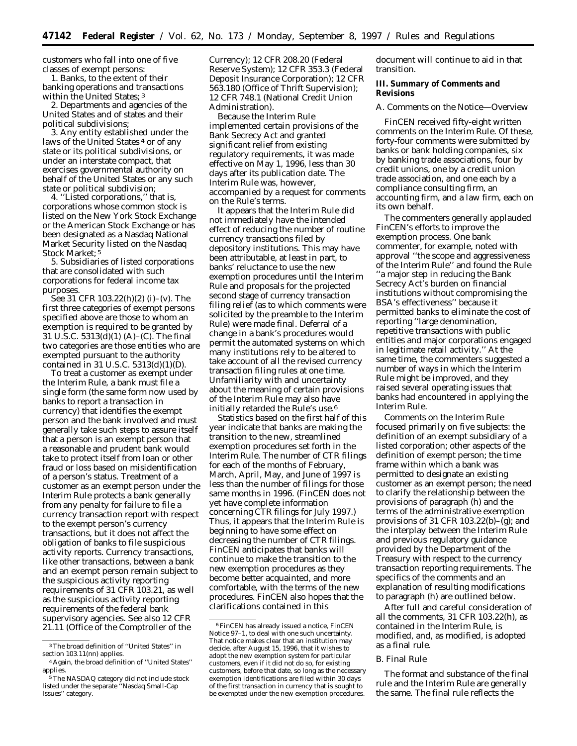customers who fall into one of five classes of exempt persons:

1. Banks, to the extent of their banking operations and transactions within the United States; [3]

2. Departments and agencies of the United States and of states and their political subdivisions;

3. Any entity established under the laws of the United States [4] or of any state or its political subdivisions, or under an interstate compact, that exercises governmental authority on behalf of the United States or any such state or political subdivision;

4. ''Listed corporations,'' that is, corporations whose common stock is listed on the New York Stock Exchange or the American Stock Exchange or has been designated as a Nasdaq National Market Security listed on the Nasdaq Stock Market; [5]

5. Subsidiaries of listed corporations that are consolidated with such corporations for federal income tax purposes.

See 31 CFR 103.22(h)(2) (i)–(v). The first three categories of exempt persons specified above are those to whom an exemption is required to be granted by 31 U.S.C. 5313(d)(1) (A)–(C). The final two categories are those entities who are exempted pursuant to the authority contained in 31 U.S.C. 5313(d)(1)(D).

To treat a customer as exempt under the Interim Rule, a bank must file a single form (the same form now used by banks to report a transaction in currency) that identifies the exempt person and the bank involved and must generally take such steps to assure itself that a person is an exempt person that a reasonable and prudent bank would take to protect itself from loan or other fraud or loss based on misidentification of a person's status. Treatment of a customer as an exempt person under the Interim Rule protects a bank generally from any penalty for failure to file a currency transaction report with respect to the exempt person's currency transactions, but it does not affect the obligation of banks to file suspicious activity reports. Currency transactions, like other transactions, between a bank and an exempt person remain subject to the suspicious activity reporting requirements of 31 CFR 103.21, as well as the suspicious activity reporting requirements of the federal bank supervisory agencies. See also 12 CFR 21.11 (Office of the Comptroller of the Currency); 12 CFR 208.20 (Federal Reserve System); 12 CFR 353.3 (Federal Deposit Insurance Corporation); 12 CFR 563.180 (Office of Thrift Supervision); 12 CFR 748.1 (National Credit Union Administration).

Because the Interim Rule implemented certain provisions of the Bank Secrecy Act and granted significant relief from existing regulatory requirements, it was made effective on May 1, 1996, less than 30 days after its publication date. The Interim Rule was, however, accompanied by a request for comments on the Rule's terms.

It appears that the Interim Rule did not immediately have the intended effect of reducing the number of routine currency transactions filed by depository institutions. This may have been attributable, at least in part, to banks' reluctance to use the new exemption procedures until the Interim Rule and proposals for the projected second stage of currency transaction filing relief (as to which comments were solicited by the preamble to the Interim Rule) were made final. Deferral of a change in a bank's procedures would permit the automated systems on which many institutions rely to be altered to take account of all the revised currency transaction filing rules at one time. Unfamiliarity with and uncertainty about the meaning of certain provisions of the Interim Rule may also have initially retarded the Rule's use.[6]

Statistics based on the first half of this year indicate that banks are making the transition to the new, streamlined exemption procedures set forth in the Interim Rule. The number of CTR filings for each of the months of February, March, April, May, and June of 1997 is less than the number of filings for those same months in 1996. (FinCEN does not yet have complete information concerning CTR filings for July 1997.) Thus, it appears that the Interim Rule is beginning to have some effect on decreasing the number of CTR filings. FinCEN anticipates that banks will continue to make the transition to the new exemption procedures as they become better acquainted, and more comfortable, with the terms of the new procedures. FinCEN also hopes that the clarifications contained in this document will continue to aid in that transition.

### III. Summary of Comments and Revisions

*A. Comments on the Notice—Overview*

FinCEN received fifty-eight written comments on the Interim Rule. Of these, forty-four comments were submitted by banks or bank holding companies, six by banking trade associations, four by credit unions, one by a credit union trade association, and one each by a compliance consulting firm, an accounting firm, and a law firm, each on its own behalf.

The commenters generally applauded FinCEN's efforts to improve the exemption process. One bank commenter, for example, noted with approval ''the scope and aggressiveness of the Interim Rule'' and found the Rule ''a major step in reducing the Bank Secrecy Act's burden on financial institutions without compromising the BSA's effectiveness'' because it permitted banks to eliminate the cost of reporting ''large denomination, repetitive transactions with public entities and major corporations engaged in legitimate retail activity.'' At the same time, the commenters suggested a number of ways in which the Interim Rule might be improved, and they raised several operating issues that banks had encountered in applying the Interim Rule.

Comments on the Interim Rule focused primarily on five subjects: the definition of an exempt subsidiary of a listed corporation; other aspects of the definition of exempt person; the time frame within which a bank was permitted to designate an existing customer as an exempt person; the need to clarify the relationship between the provisions of paragraph (h) and the terms of the administrative exemption provisions of 31 CFR 103.22(b)–(g); and the interplay between the Interim Rule and previous regulatory guidance provided by the Department of the Treasury with respect to the currency transaction reporting requirements. The specifics of the comments and an explanation of resulting modifications to paragraph (h) are outlined below.

After full and careful consideration of all the comments, 31 CFR 103.22(h), as contained in the Interim Rule, is modified, and, as modified, is adopted as a final rule.

*B. Final Rule*

The format and substance of the final rule and the Interim Rule are generally the same. The final rule reflects the

---

[3] The broad definition of ''United States'' in section 103.11(nn) applies.

[4] Again, the broad definition of ''United States'' applies.

[5] The NASDAQ category did not include stock listed under the separate ''Nasdaq Small-Cap Issues'' category.

[6] FinCEN has already issued a notice, FinCEN Notice 97–1, to deal with one such uncertainty. That notice makes clear that an institution may decide, after August 15, 1996, that it wishes to adopt the new exemption system for particular customers, even if it did not do so, for existing customers, before that date, so long as the necessary exemption identifications are filed within 30 days of the first transaction in currency that is sought to be exempted under the new exemption procedures.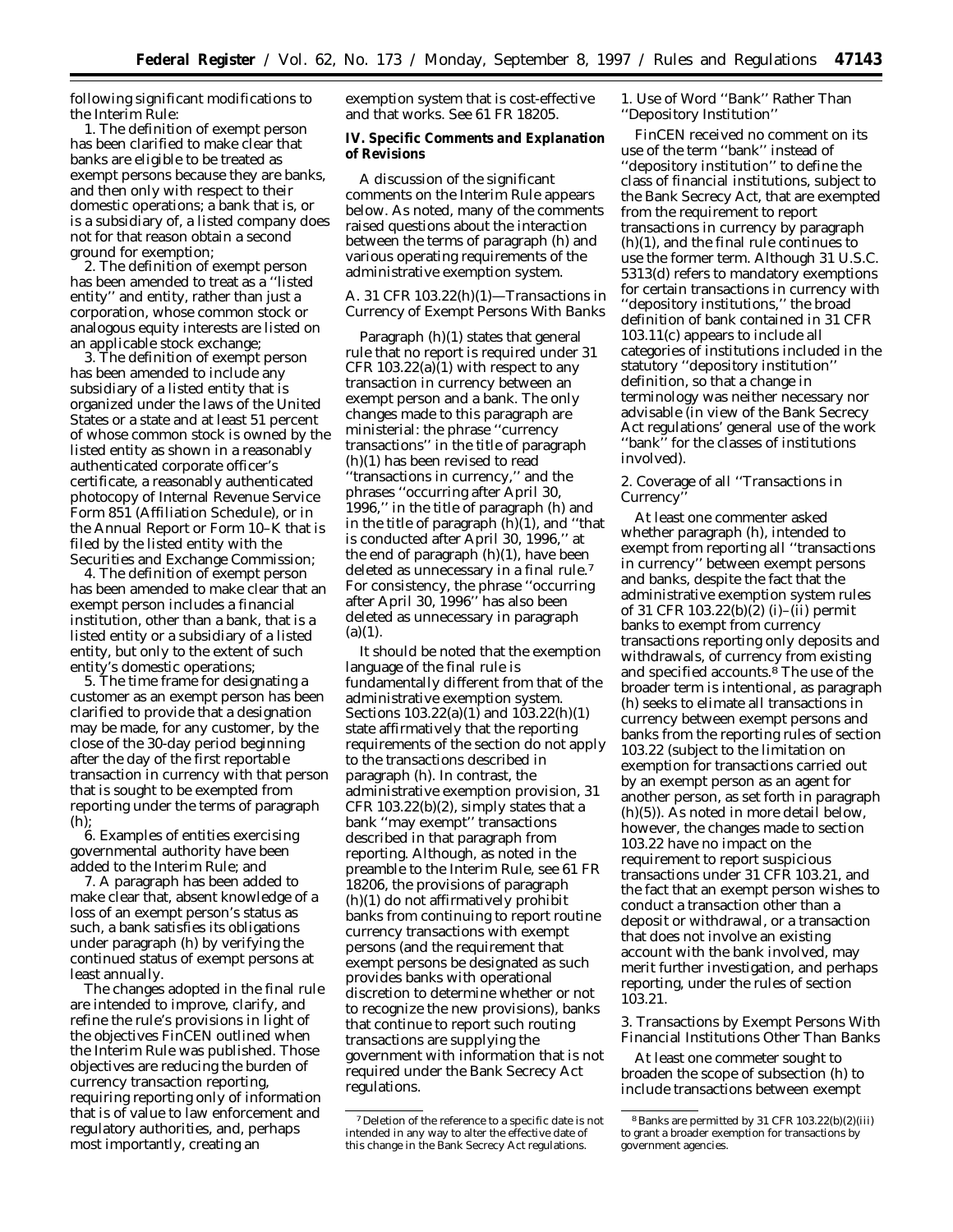following significant modifications to the Interim Rule:

1. The definition of exempt person has been clarified to make clear that banks are eligible to be treated as exempt persons because they are banks, and then only with respect to their domestic operations; a bank that is, or is a subsidiary of, a listed company does not for that reason obtain a second ground for exemption;

2. The definition of exempt person has been amended to treat as a ''listed entity'' and entity, rather than just a corporation, whose common stock or analogous equity interests are listed on an applicable stock exchange;

3. The definition of exempt person has been amended to include any subsidiary of a listed entity that is organized under the laws of the United States or a state and at least 51 percent of whose common stock is owned by the listed entity as shown in a reasonably authenticated corporate officer's certificate, a reasonably authenticated photocopy of Internal Revenue Service Form 851 (Affiliation Schedule), or in the Annual Report or Form 10–K that is filed by the listed entity with the Securities and Exchange Commission;

4. The definition of exempt person has been amended to make clear that an exempt person includes a financial institution, other than a bank, that is a listed entity or a subsidiary of a listed entity, but only to the extent of such entity's domestic operations;

5. The time frame for designating a customer as an exempt person has been clarified to provide that a designation may be made, for any customer, by the close of the 30-day period beginning after the day of the first reportable transaction in currency with that person that is sought to be exempted from reporting under the terms of paragraph (h);

6. Examples of entities exercising governmental authority have been added to the Interim Rule; and

7. A paragraph has been added to make clear that, absent knowledge of a loss of an exempt person's status as such, a bank satisfies its obligations under paragraph (h) by verifying the continued status of exempt persons at least annually.

The changes adopted in the final rule are intended to improve, clarify, and refine the rule's provisions in light of the objectives FinCEN outlined when the Interim Rule was published. Those objectives are reducing the burden of currency transaction reporting, requiring reporting only of information that is of value to law enforcement and regulatory authorities, and, perhaps most importantly, creating an exemption system that is cost-effective and that works. See 61 FR 18205.

## IV. Specific Comments and Explanation of Revisions

A discussion of the significant comments on the Interim Rule appears below. As noted, many of the comments raised questions about the interaction between the terms of paragraph (h) and various operating requirements of the administrative exemption system.

*A. 31 CFR 103.22(h)(1)—Transactions in Currency of Exempt Persons With Banks*

Paragraph (h)(1) states that general rule that no report is required under 31 CFR 103.22(a)(1) with respect to any transaction in currency between an exempt person and a bank. The only changes made to this paragraph are ministerial: the phrase ''currency transactions'' in the title of paragraph (h)(1) has been revised to read ''transactions in currency,'' and the phrases ''occurring after April 30, 1996,'' in the title of paragraph (h) and in the title of paragraph (h)(1), and ''that is conducted after April 30, 1996,'' at the end of paragraph (h)(1), have been deleted as unnecessary in a final rule.[7] For consistency, the phrase ''occurring after April 30, 1996'' has also been deleted as unnecessary in paragraph (a)(1).

It should be noted that the exemption language of the final rule is fundamentally different from that of the administrative exemption system. Sections 103.22(a)(1) and 103.22(h)(1) state affirmatively that the reporting requirements of the section do not apply to the transactions described in paragraph (h). In contrast, the administrative exemption provision, 31 CFR 103.22(b)(2), simply states that a bank ''may exempt'' transactions described in that paragraph from reporting. Although, as noted in the preamble to the Interim Rule, see 61 FR 18206, the provisions of paragraph (h)(1) do not affirmatively prohibit banks from continuing to report routine currency transactions with exempt persons (and the requirement that exempt persons be designated as such provides banks with operational discretion to determine whether or not to recognize the new provisions), banks that continue to report such routing transactions are supplying the government with information that is not required under the Bank Secrecy Act regulations.

*1. Use of Word ''Bank'' Rather Than ''Depository Institution''*

FinCEN received no comment on its use of the term ''bank'' instead of ''depository institution'' to define the class of financial institutions, subject to the Bank Secrecy Act, that are exempted from the requirement to report transactions in currency by paragraph (h)(1), and the final rule continues to use the former term. Although 31 U.S.C. 5313(d) refers to mandatory exemptions for certain transactions in currency with ''depository institutions,'' the broad definition of bank contained in 31 CFR 103.11(c) appears to include all categories of institutions included in the statutory ''depository institution'' definition, so that a change in terminology was neither necessary nor advisable (in view of the Bank Secrecy Act regulations' general use of the work ''bank'' for the classes of institutions involved).

*2. Coverage of all ''Transactions in Currency''*

At least one commenter asked whether paragraph (h), intended to exempt from reporting all ''transactions in currency'' between exempt persons and banks, despite the fact that the administrative exemption system rules of 31 CFR 103.22(b)(2) (i)–(ii) permit banks to exempt from currency transactions reporting only deposits and withdrawals, of currency from existing and specified accounts.[8] The use of the broader term is intentional, as paragraph (h) seeks to elimate all transactions in currency between exempt persons and banks from the reporting rules of section 103.22 (subject to the limitation on exemption for transactions carried out by an exempt person as an agent for another person, as set forth in paragraph (h)(5)). As noted in more detail below, however, the changes made to section 103.22 have no impact on the requirement to report suspicious transactions under 31 CFR 103.21, and the fact that an exempt person wishes to conduct a transaction other than a deposit or withdrawal, or a transaction that does not involve an existing account with the bank involved, may merit further investigation, and perhaps reporting, under the rules of section 103.21.

*3. Transactions by Exempt Persons With Financial Institutions Other Than Banks*

At least one commeter sought to broaden the scope of subsection (h) to include transactions between exempt

[7] Deletion of the reference to a specific date is not intended in any way to alter the effective date of this change in the Bank Secrecy Act regulations.

[8] Banks are permitted by 31 CFR 103.22(b)(2)(iii) to grant a broader exemption for transactions by government agencies.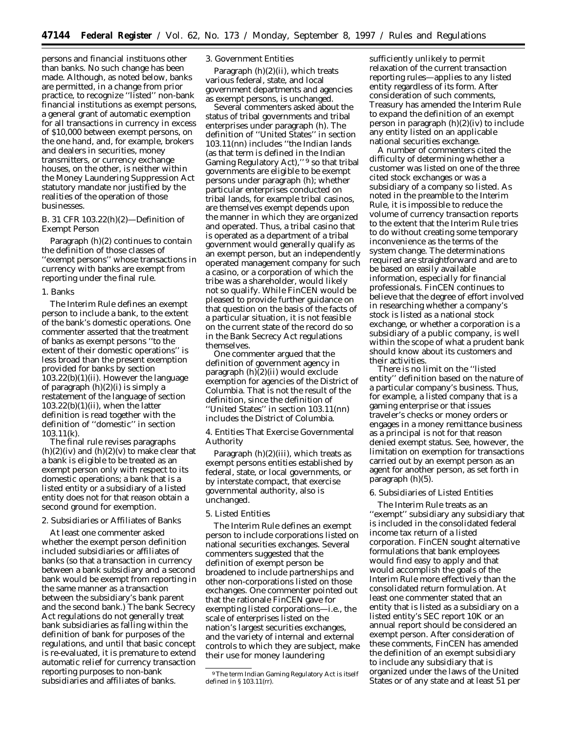persons and financial instituons other than banks. No such change has been made. Although, as noted below, banks are permitted, in a change from prior practice, to recognize ''listed'' non-bank financial institutions as exempt persons, a general grant of automatic exemption for all transactions in currency in excess of $10,000 between exempt persons, on the one hand, and, for example, brokers and dealers in securities, money transmitters, or currency exchange houses, on the other, is neither within the Money Laundering Suppression Act statutory mandate nor justified by the realities of the operation of those businesses.

### B. 31 CFR 103.22(h)(2)—Definition of Exempt Person

Paragraph (h)(2) continues to contain the definition of those classes of ''exempt persons'' whose transactions in currency with banks are exempt from reporting under the final rule.

#### 1. Banks

The Interim Rule defines an exempt person to include a bank, to the extent of the bank's domestic operations. One commenter asserted that the treatment of banks as exempt persons ''to the extent of their domestic operations'' is less broad than the present exemption provided for banks by section 103.22(b)(1)(ii). However the language of paragraph (h)(2)(i) is simply a restatement of the language of section 103.22(b)(1)(ii), when the latter definition is read together with the definition of ''domestic'' in section 103.11(k).

The final rule revises paragraphs (h)(2)(iv) and (h)(2)(v) to make clear that a bank is eligible to be treated as an exempt person only with respect to its domestic operations; a bank that is a listed entity or a subsidiary of a listed entity does not for that reason obtain a second ground for exemption.

#### 2. Subsidiaries or Affiliates of Banks

At least one commenter asked whether the exempt person definition included subsidiaries or affiliates of banks (so that a transaction in currency between a bank subsidiary and a second bank would be exempt from reporting in the same manner as a transaction between the subsidiary's bank parent and the second bank.) The bank Secrecy Act regulations do not generally treat bank subsidiaries as falling within the definition of bank for purposes of the regulations, and until that basic concept is re-evaluated, it is premature to extend automatic relief for currency transaction reporting purposes to non-bank subsidiaries and affiliates of banks.

#### 3. Government Entities

Paragraph (h)(2)(ii), which treats various federal, state, and local government departments and agencies as exempt persons, is unchanged.

Several commenters asked about the status of tribal governments and tribal enterprises under paragraph (h). The definition of ''United States'' in section 103.11(nn) includes ''the Indian lands (as that term is defined in the Indian Gaming Regulatory Act),''[9] so that tribal governments are eligible to be exempt persons under paragraph (h); whether particular enterprises conducted on tribal lands, for example tribal casinos, are themselves exempt depends upon the manner in which they are organized and operated. Thus, a tribal casino that is operated as a department of a tribal government would generally qualify as an exempt person, but an independently operated management company for such a casino, or a corporation of which the tribe was a shareholder, would likely not so qualify. While FinCEN would be pleased to provide further guidance on that question on the basis of the facts of a particular situation, it is not feasible on the current state of the record do so in the Bank Secrecy Act regulations themselves.

One commenter argued that the definition of government agency in paragraph (h)(2)(ii) would exclude exemption for agencies of the District of Columbia. That is not the result of the definition, since the definition of ''United States'' in section 103.11(nn) includes the District of Columbia.

#### 4. Entities That Exercise Governmental Authority

Paragraph (h)(2)(iii), which treats as exempt persons entities established by federal, state, or local governments, or by interstate compact, that exercise governmental authority, also is unchanged.

#### 5. Listed Entities

The Interim Rule defines an exempt person to include corporations listed on national securities exchanges. Several commenters suggested that the definition of exempt person be broadened to include partnerships and other non-corporations listed on those exchanges. One commenter pointed out that the rationale FinCEN gave for exempting listed corporations—i.e., the scale of enterprises listed on the nation's largest securities exchanges, and the variety of internal and external controls to which they are subject, make their use for money laundering sufficiently unlikely to permit relaxation of the current transaction reporting rules—applies to any listed entity regardless of its form. After consideration of such comments, Treasury has amended the Interim Rule to expand the definition of an exempt person in paragraph (h)(2)(iv) to include any entity listed on an applicable national securities exchange.

A number of commenters cited the difficulty of determining whether a customer was listed on one of the three cited stock exchanges or was a subsidiary of a company so listed. As noted in the preamble to the Interim Rule, it is impossible to reduce the volume of currency transaction reports to the extent that the Interim Rule tries to do without creating some temporary inconvenience as the terms of the system change. The determinations required are straightforward and are to be based on easily available information, especially for financial professionals. FinCEN continues to believe that the degree of effort involved in researching whether a company's stock is listed as a national stock exchange, or whether a corporation is a subsidiary of a public company, is well within the scope of what a prudent bank should know about its customers and their activities.

There is no limit on the ''listed entity'' definition based on the nature of a particular company's business. Thus, for example, a listed company that is a gaming enterprise or that issues traveler's checks or money orders or engages in a money remittance business as a principal is not for that reason denied exempt status. See, however, the limitation on exemption for transactions carried out by an exempt person as an agent for another person, as set forth in paragraph (h)(5).

#### 6. Subsidiaries of Listed Entities

The Interim Rule treats as an ''exempt'' subsidiary any subsidiary that is included in the consolidated federal income tax return of a listed corporation. FinCEN sought alternative formulations that bank employees would find easy to apply and that would accomplish the goals of the Interim Rule more effectively than the consolidated return formulation. At least one commenter stated that an entity that is listed as a subsidiary on a listed entity's SEC report 10K or an annual report should be considered an exempt person. After consideration of these comments, FinCEN has amended the definition of an exempt subsidiary to include any subsidiary that is organized under the laws of the United States or of any state and at least 51 per

[9] The term Indian Gaming Regulatory Act is itself defined in § 103.11(rr).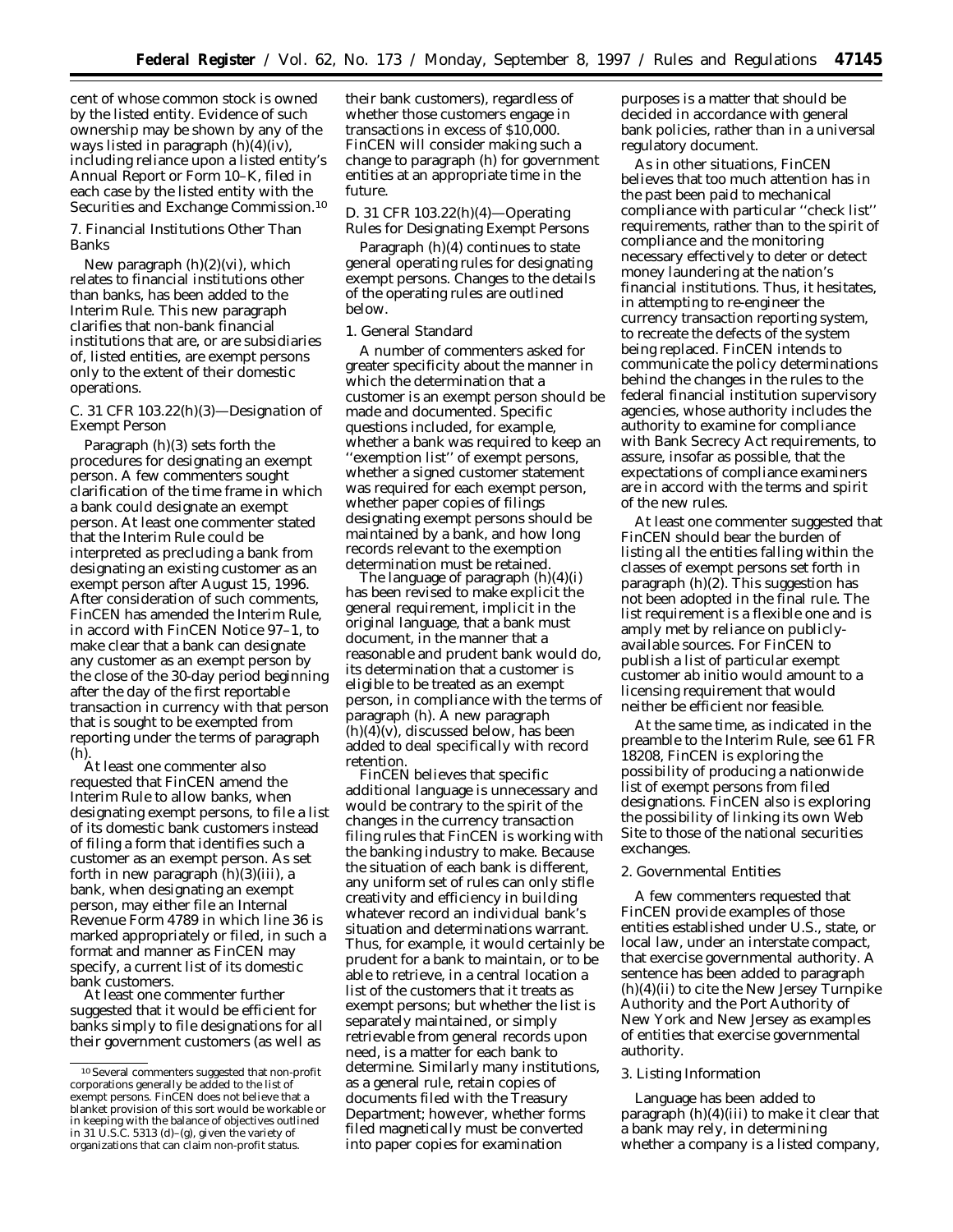cent of whose common stock is owned by the listed entity. Evidence of such ownership may be shown by any of the ways listed in paragraph (h)(4)(iv), including reliance upon a listed entity's Annual Report or Form 10–K, filed in each case by the listed entity with the Securities and Exchange Commission.[10]

7. Financial Institutions Other Than Banks

New paragraph (h)(2)(vi), which relates to financial institutions other than banks, has been added to the Interim Rule. This new paragraph clarifies that non-bank financial institutions that are, or are subsidiaries of, listed entities, are exempt persons only to the extent of their domestic operations.

C. 31 CFR 103.22(h)(3)—Designation of Exempt Person

Paragraph (h)(3) sets forth the procedures for designating an exempt person. A few commenters sought clarification of the time frame in which a bank could designate an exempt person. At least one commenter stated that the Interim Rule could be interpreted as precluding a bank from designating an existing customer as an exempt person after August 15, 1996. After consideration of such comments, FinCEN has amended the Interim Rule, in accord with FinCEN Notice 97–1, to make clear that a bank can designate any customer as an exempt person by the close of the 30-day period beginning after the day of the first reportable transaction in currency with that person that is sought to be exempted from reporting under the terms of paragraph (h).

At least one commenter also requested that FinCEN amend the Interim Rule to allow banks, when designating exempt persons, to file a list of its domestic bank customers instead of filing a form that identifies such a customer as an exempt person. As set forth in new paragraph (h)(3)(iii), a bank, when designating an exempt person, may either file an Internal Revenue Form 4789 in which line 36 is marked appropriately or filed, in such a format and manner as FinCEN may specify, a current list of its domestic bank customers.

At least one commenter further suggested that it would be efficient for banks simply to file designations for all their government customers (as well as their bank customers), regardless of whether those customers engage in transactions in excess of $10,000. FinCEN will consider making such a change to paragraph (h) for government entities at an appropriate time in the future.

D. 31 CFR 103.22(h)(4)—Operating Rules for Designating Exempt Persons

Paragraph (h)(4) continues to state general operating rules for designating exempt persons. Changes to the details of the operating rules are outlined below.

1. General Standard

A number of commenters asked for greater specificity about the manner in which the determination that a customer is an exempt person should be made and documented. Specific questions included, for example, whether a bank was required to keep an "exemption list" of exempt persons, whether a signed customer statement was required for each exempt person, whether paper copies of filings designating exempt persons should be maintained by a bank, and how long records relevant to the exemption determination must be retained.

The language of paragraph (h)(4)(i) has been revised to make explicit the general requirement, implicit in the original language, that a bank must document, in the manner that a reasonable and prudent bank would do, its determination that a customer is eligible to be treated as an exempt person, in compliance with the terms of paragraph (h). A new paragraph (h)(4)(v), discussed below, has been added to deal specifically with record retention.

FinCEN believes that specific additional language is unnecessary and would be contrary to the spirit of the changes in the currency transaction filing rules that FinCEN is working with the banking industry to make. Because the situation of each bank is different, any uniform set of rules can only stifle creativity and efficiency in building whatever record an individual bank's situation and determinations warrant. Thus, for example, it would certainly be prudent for a bank to maintain, or to be able to retrieve, in a central location a list of the customers that it treats as exempt persons; but whether the list is separately maintained, or simply retrievable from general records upon need, is a matter for each bank to determine. Similarly many institutions, as a general rule, retain copies of documents filed with the Treasury Department; however, whether forms filed magnetically must be converted into paper copies for examination purposes is a matter that should be decided in accordance with general bank policies, rather than in a universal regulatory document.

As in other situations, FinCEN believes that too much attention has in the past been paid to mechanical compliance with particular "check list" requirements, rather than to the spirit of compliance and the monitoring necessary effectively to deter or detect money laundering at the nation's financial institutions. Thus, it hesitates, in attempting to re-engineer the currency transaction reporting system, to recreate the defects of the system being replaced. FinCEN intends to communicate the policy determinations behind the changes in the rules to the federal financial institution supervisory agencies, whose authority includes the authority to examine for compliance with Bank Secrecy Act requirements, to assure, insofar as possible, that the expectations of compliance examiners are in accord with the terms and spirit of the new rules.

At least one commenter suggested that FinCEN should bear the burden of listing all the entities falling within the classes of exempt persons set forth in paragraph (h)(2). This suggestion has not been adopted in the final rule. The list requirement is a flexible one and is amply met by reliance on publicly-available sources. For FinCEN to publish a list of particular exempt customer ab initio would amount to a licensing requirement that would neither be efficient nor feasible.

At the same time, as indicated in the preamble to the Interim Rule, see 61 FR 18208, FinCEN is exploring the possibility of producing a nationwide list of exempt persons from filed designations. FinCEN also is exploring the possibility of linking its own Web Site to those of the national securities exchanges.

2. Governmental Entities

A few commenters requested that FinCEN provide examples of those entities established under U.S., state, or local law, under an interstate compact, that exercise governmental authority. A sentence has been added to paragraph (h)(4)(ii) to cite the New Jersey Turnpike Authority and the Port Authority of New York and New Jersey as examples of entities that exercise governmental authority.

3. Listing Information

Language has been added to paragraph (h)(4)(iii) to make it clear that a bank may rely, in determining whether a company is a listed company,

[10] Several commenters suggested that non-profit corporations generally be added to the list of exempt persons. FinCEN does not believe that a blanket provision of this sort would be workable or in keeping with the balance of objectives outlined in 31 U.S.C. 5313 (d)–(g), given the variety of organizations that can claim non-profit status.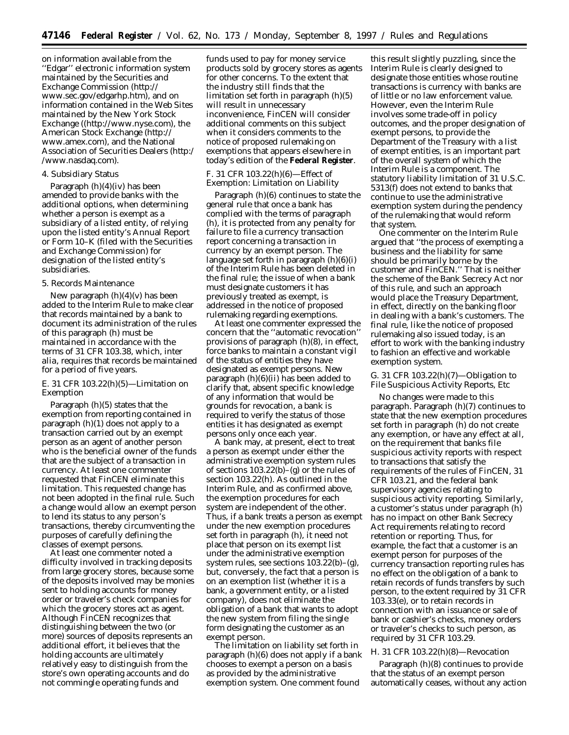on information available from the ''Edgar'' electronic information system maintained by the Securities and Exchange Commission (http://www.sec.gov/edgarhp.htm), and on information contained in the Web Sites maintained by the New York Stock Exchange ((http://www.nyse.com), the American Stock Exchange (http://www.amex.com), and the National Association of Securities Dealers (http://www.nasdaq.com).

4. Subsidiary Status

Paragraph (h)(4)(iv) has been amended to provide banks with the additional options, when determining whether a person is exempt as a subsidiary of a listed entity, of relying upon the listed entity's Annual Report or Form 10–K (filed with the Securities and Exchange Commission) for designation of the listed entity's subsidiaries.

5. Records Maintenance

New paragraph (h)(4)(v) has been added to the Interim Rule to make clear that records maintained by a bank to document its administration of the rules of this paragraph (h) must be maintained in accordance with the terms of 31 CFR 103.38, which, *inter alia,* requires that records be maintained for a period of five years.

E. 31 CFR 103.22(h)(5)—Limitation on Exemption

Paragraph (h)(5) states that the exemption from reporting contained in paragraph (h)(1) does not apply to a transaction carried out by an exempt person as an agent of another person who is the beneficial owner of the funds that are the subject of a transaction in currency. At least one commenter requested that FinCEN eliminate this limitation. This requested change has not been adopted in the final rule. Such a change would allow an exempt person to lend its status to any person's transactions, thereby circumventing the purposes of carefully defining the classes of exempt persons.

At least one commenter noted a difficulty involved in tracking deposits from large grocery stores, because some of the deposits involved may be monies sent to holding accounts for money order or traveler's check companies for which the grocery stores act as agent. Although FinCEN recognizes that distinguishing between the two (or more) sources of deposits represents an additional effort, it believes that the holding accounts are ultimately relatively easy to distinguish from the store's own operating accounts and do not commingle operating funds and funds used to pay for money service products sold by grocery stores as agents for other concerns. To the extent that the industry still finds that the limitation set forth in paragraph (h)(5) will result in unnecessary inconvenience, FinCEN will consider additional comments on this subject when it considers comments to the notice of proposed rulemaking on exemptions that appears elsewhere in today's edition of the **Federal Register**.

F. 31 CFR 103.22(h)(6)—Effect of Exemption: Limitation on Liability

Paragraph (h)(6) continues to state the general rule that once a bank has complied with the terms of paragraph (h), it is protected from any penalty for failure to file a currency transaction report concerning a transaction in currency by an exempt person. The language set forth in paragraph (h)(6)(i) of the Interim Rule has been deleted in the final rule; the issue of when a bank must designate customers it has previously treated as exempt, is addressed in the notice of proposed rulemaking regarding exemptions.

At least one commenter expressed the concern that the ''automatic revocation'' provisions of paragraph (h)(8), in effect, force banks to maintain a constant vigil of the status of entities they have designated as exempt persons. New paragraph (h)(6)(ii) has been added to clarify that, absent specific knowledge of any information that would be grounds for revocation, a bank is required to verify the status of those entities it has designated as exempt persons only once each year.

A bank may, at present, elect to treat a person as exempt under either the administrative exemption system rules of sections 103.22(b)–(g) or the rules of section 103.22(h). As outlined in the Interim Rule, and as confirmed above, the exemption procedures for each system are independent of the other. Thus, if a bank treats a person as exempt under the new exemption procedures set forth in paragraph (h), it need not place that person on its exempt list under the administrative exemption system rules, see sections 103.22(b)–(g), but, conversely, the fact that a person is on an exemption list (whether it is a bank, a government entity, or a listed company), does not eliminate the obligation of a bank that wants to adopt the new system from filing the single form designating the customer as an exempt person.

The limitation on liability set forth in paragraph (h)(6) does not apply if a bank chooses to exempt a person on a basis as provided by the administrative exemption system. One comment found this result slightly puzzling, since the Interim Rule is clearly designed to designate those entities whose routine transactions is currency with banks are of little or no law enforcement value. However, even the Interim Rule involves some trade-off in policy outcomes, and the proper designation of exempt persons, to provide the Department of the Treasury with a list of exempt entities, is an important part of the overall system of which the Interim Rule is a component. The statutory liability limitation of 31 U.S.C. 5313(f) does not extend to banks that continue to use the administrative exemption system during the pendency of the rulemaking that would reform that system.

One commenter on the Interim Rule argued that ''the process of exempting a business and the liability for same should be primarily borne by the customer and FinCEN.'' That is neither the scheme of the Bank Secrecy Act nor of this rule, and such an approach would place the Treasury Department, in effect, directly on the banking floor in dealing with a bank's customers. The final rule, like the notice of proposed rulemaking also issued today, is an effort to work with the banking industry to fashion an effective and workable exemption system.

G. 31 CFR 103.22(h)(7)—Obligation to File Suspicious Activity Reports, Etc

No changes were made to this paragraph. Paragraph (h)(7) continues to state that the new exemption procedures set forth in paragraph (h) do not create any exemption, or have any effect at all, on the requirement that banks file suspicious activity reports with respect to transactions that satisfy the requirements of the rules of FinCEN, 31 CFR 103.21, and the federal bank supervisory agencies relating to suspicious activity reporting. Similarly, a customer's status under paragraph (h) has no impact on other Bank Secrecy Act requirements relating to record retention or reporting. Thus, for example, the fact that a customer is an exempt person for purposes of the currency transaction reporting rules has no effect on the obligation of a bank to retain records of funds transfers by such person, to the extent required by 31 CFR 103.33(e), or to retain records in connection with an issuance or sale of bank or cashier's checks, money orders or traveler's checks to such person, as required by 31 CFR 103.29.

H. 31 CFR 103.22(h)(8)—Revocation

Paragraph (h)(8) continues to provide that the status of an exempt person automatically ceases, without any action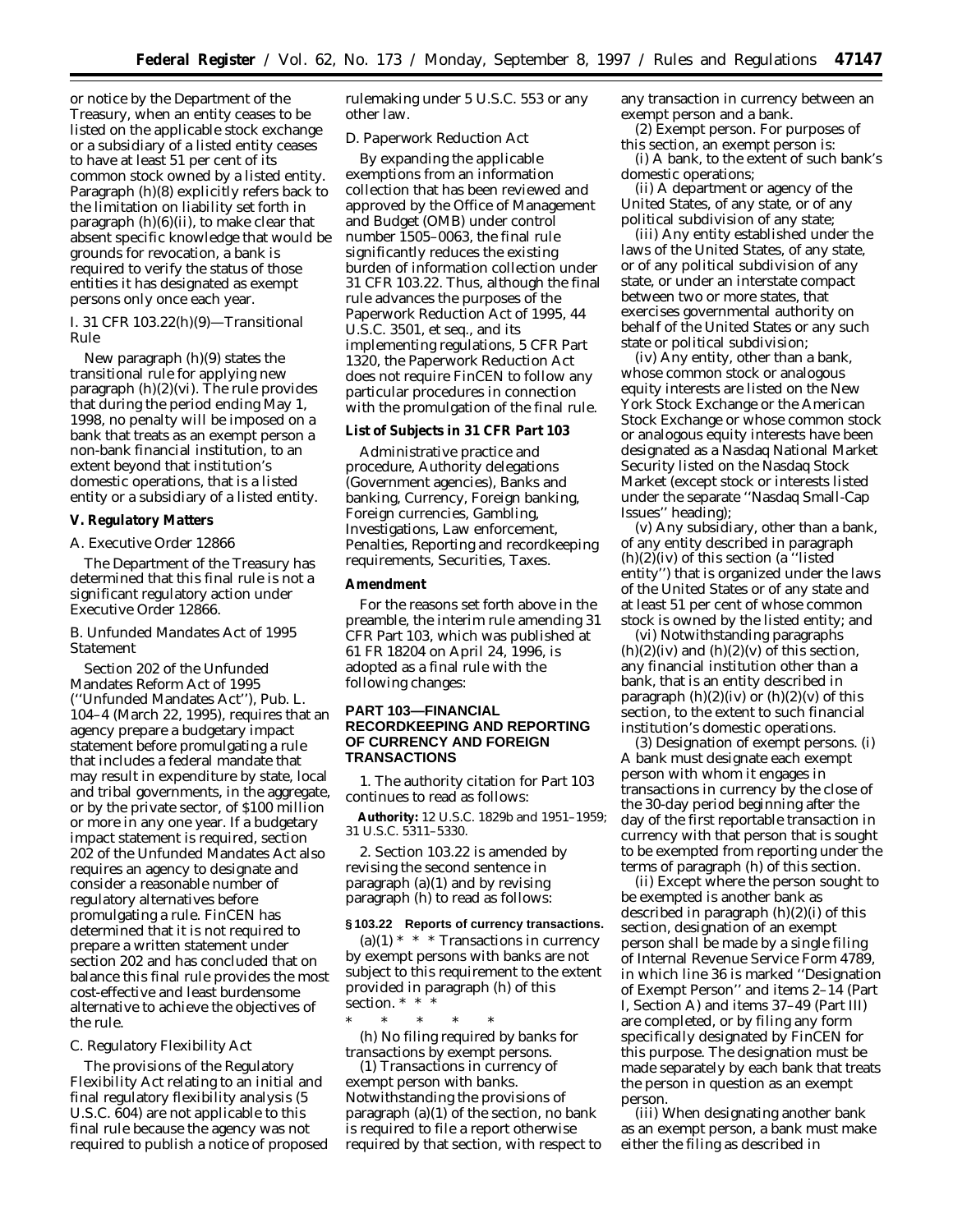or notice by the Department of the Treasury, when an entity ceases to be listed on the applicable stock exchange or a subsidiary of a listed entity ceases to have at least 51 per cent of its common stock owned by a listed entity. Paragraph (h)(8) explicitly refers back to the limitation on liability set forth in paragraph (h)(6)(ii), to make clear that absent specific knowledge that would be grounds for revocation, a bank is required to verify the status of those entities it has designated as exempt persons only once each year.

*I. 31 CFR 103.22(h)(9)—Transitional Rule*

New paragraph (h)(9) states the transitional rule for applying new paragraph (h)(2)(vi). The rule provides that during the period ending May 1, 1998, no penalty will be imposed on a bank that treats as an exempt person a non-bank financial institution, to an extent beyond that institution's domestic operations, that is a listed entity or a subsidiary of a listed entity.

**V. Regulatory Matters**

*A. Executive Order 12866*

The Department of the Treasury has determined that this final rule is not a significant regulatory action under Executive Order 12866.

*B. Unfunded Mandates Act of 1995 Statement*

Section 202 of the Unfunded Mandates Reform Act of 1995 (''Unfunded Mandates Act''), Pub. L. 104–4 (March 22, 1995), requires that an agency prepare a budgetary impact statement before promulgating a rule that includes a federal mandate that may result in expenditure by state, local and tribal governments, in the aggregate, or by the private sector, of $100 million or more in any one year. If a budgetary impact statement is required, section 202 of the Unfunded Mandates Act also requires an agency to designate and consider a reasonable number of regulatory alternatives before promulgating a rule. FinCEN has determined that it is not required to prepare a written statement under section 202 and has concluded that on balance this final rule provides the most cost-effective and least burdensome alternative to achieve the objectives of the rule.

*C. Regulatory Flexibility Act*

The provisions of the Regulatory Flexibility Act relating to an initial and final regulatory flexibility analysis (5 U.S.C. 604) are not applicable to this final rule because the agency was not required to publish a notice of proposed rulemaking under 5 U.S.C. 553 or any other law.

*D. Paperwork Reduction Act*

By expanding the applicable exemptions from an information collection that has been reviewed and approved by the Office of Management and Budget (OMB) under control number 1505–0063, the final rule significantly reduces the existing burden of information collection under 31 CFR 103.22. Thus, although the final rule advances the purposes of the Paperwork Reduction Act of 1995, 44 U.S.C. 3501, et seq., and its implementing regulations, 5 CFR Part 1320, the Paperwork Reduction Act does not require FinCEN to follow any particular procedures in connection with the promulgation of the final rule.

**List of Subjects in 31 CFR Part 103**

Administrative practice and procedure, Authority delegations (Government agencies), Banks and banking, Currency, Foreign banking, Foreign currencies, Gambling, Investigations, Law enforcement, Penalties, Reporting and recordkeeping requirements, Securities, Taxes.

**Amendment**

For the reasons set forth above in the preamble, the interim rule amending 31 CFR Part 103, which was published at 61 FR 18204 on April 24, 1996, is adopted as a final rule with the following changes:

**PART 103—FINANCIAL RECORDKEEPING AND REPORTING OF CURRENCY AND FOREIGN TRANSACTIONS**

1. The authority citation for Part 103 continues to read as follows:

**Authority:** 12 U.S.C. 1829b and 1951–1959; 31 U.S.C. 5311–5330.

2. Section 103.22 is amended by revising the second sentence in paragraph (a)(1) and by revising paragraph (h) to read as follows:

**§ 103.22 Reports of currency transactions.**

(a)(1) * * * Transactions in currency by exempt persons with banks are not subject to this requirement to the extent provided in paragraph (h) of this section. * * *

\* \* \* \* \*

(h) *No filing required by banks for transactions by exempt persons.*

(1) *Transactions in currency of exempt person with banks.* Notwithstanding the provisions of paragraph (a)(1) of the section, no bank is required to file a report otherwise required by that section, with respect to any transaction in currency between an exempt person and a bank.

(2) *Exempt person.* For purposes of this section, an exempt person is:

(i) A bank, to the extent of such bank's domestic operations;

(ii) A department or agency of the United States, of any state, or of any political subdivision of any state;

(iii) Any entity established under the laws of the United States, of any state, or of any political subdivision of any state, or under an interstate compact between two or more states, that exercises governmental authority on behalf of the United States or any such state or political subdivision;

(iv) Any entity, other than a bank, whose common stock or analogous equity interests are listed on the New York Stock Exchange or the American Stock Exchange or whose common stock or analogous equity interests have been designated as a Nasdaq National Market Security listed on the Nasdaq Stock Market (except stock or interests listed under the separate ''Nasdaq Small-Cap Issues'' heading);

(v) Any subsidiary, other than a bank, of any entity described in paragraph (h)(2)(iv) of this section (a ''listed entity'') that is organized under the laws of the United States or of any state and at least 51 per cent of whose common stock is owned by the listed entity; and

(vi) Notwithstanding paragraphs (h)(2)(iv) and (h)(2)(v) of this section, any financial institution other than a bank, that is an entity described in paragraph (h)(2)(iv) or (h)(2)(v) of this section, to the extent to such financial institution's domestic operations.

(3) *Designation of exempt persons.* (i) A bank must designate each exempt person with whom it engages in transactions in currency by the close of the 30-day period beginning after the day of the first reportable transaction in currency with that person that is sought to be exempted from reporting under the terms of paragraph (h) of this section.

(ii) Except where the person sought to be exempted is another bank as described in paragraph (h)(2)(i) of this section, designation of an exempt person shall be made by a single filing of Internal Revenue Service Form 4789, in which line 36 is marked ''Designation of Exempt Person'' and items 2–14 (Part I, Section A) and items 37–49 (Part III) are completed, or by filing any form specifically designated by FinCEN for this purpose. The designation must be made separately by each bank that treats the person in question as an exempt person.

(iii) When designating another bank as an exempt person, a bank must make either the filing as described in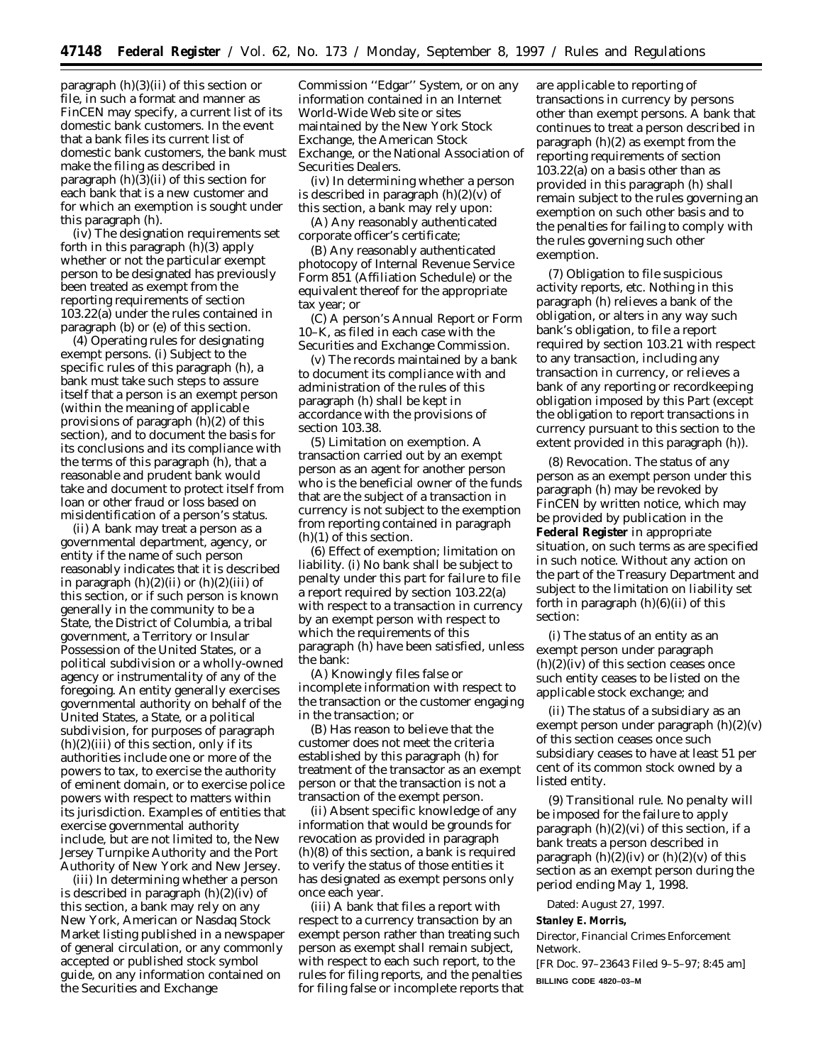paragraph (h)(3)(ii) of this section or file, in such a format and manner as FinCEN may specify, a current list of its domestic bank customers. In the event that a bank files its current list of domestic bank customers, the bank must make the filing as described in paragraph (h)(3)(ii) of this section for each bank that is a new customer and for which an exemption is sought under this paragraph (h).

(iv) The designation requirements set forth in this paragraph (h)(3) apply whether or not the particular exempt person to be designated has previously been treated as exempt from the reporting requirements of section 103.22(a) under the rules contained in paragraph (b) or (e) of this section.

(4) *Operating rules for designating exempt persons.* (i) Subject to the specific rules of this paragraph (h), a bank must take such steps to assure itself that a person is an exempt person (within the meaning of applicable provisions of paragraph (h)(2) of this section), and to document the basis for its conclusions and its compliance with the terms of this paragraph (h), that a reasonable and prudent bank would take and document to protect itself from loan or other fraud or loss based on misidentification of a person's status.

(ii) A bank may treat a person as a governmental department, agency, or entity if the name of such person reasonably indicates that it is described in paragraph (h)(2)(ii) or (h)(2)(iii) of this section, or if such person is known generally in the community to be a State, the District of Columbia, a tribal government, a Territory or Insular Possession of the United States, or a political subdivision or a wholly-owned agency or instrumentality of any of the foregoing. An entity generally exercises governmental authority on behalf of the United States, a State, or a political subdivision, for purposes of paragraph (h)(2)(iii) of this section, only if its authorities include one or more of the powers to tax, to exercise the authority of eminent domain, or to exercise police powers with respect to matters within its jurisdiction. Examples of entities that exercise governmental authority include, but are not limited to, the New Jersey Turnpike Authority and the Port Authority of New York and New Jersey.

(iii) In determining whether a person is described in paragraph (h)(2)(iv) of this section, a bank may rely on any New York, American or Nasdaq Stock Market listing published in a newspaper of general circulation, or any commonly accepted or published stock symbol guide, on any information contained on the Securities and Exchange Commission ''Edgar'' System, or on any information contained in an Internet World-Wide Web site or sites maintained by the New York Stock Exchange, the American Stock Exchange, or the National Association of Securities Dealers.

(iv) In determining whether a person is described in paragraph (h)(2)(v) of this section, a bank may rely upon:

(A) Any reasonably authenticated corporate officer's certificate;

(B) Any reasonably authenticated photocopy of Internal Revenue Service Form 851 (Affiliation Schedule) or the equivalent thereof for the appropriate tax year; or

(C) A person's Annual Report or Form 10–K, as filed in each case with the Securities and Exchange Commission.

(v) The records maintained by a bank to document its compliance with and administration of the rules of this paragraph (h) shall be kept in accordance with the provisions of section 103.38.

(5) *Limitation on exemption.* A transaction carried out by an exempt person as an agent for another person who is the beneficial owner of the funds that are the subject of a transaction in currency is not subject to the exemption from reporting contained in paragraph (h)(1) of this section.

(6) *Effect of exemption; limitation on liability.* (i) No bank shall be subject to penalty under this part for failure to file a report required by section 103.22(a) with respect to a transaction in currency by an exempt person with respect to which the requirements of this paragraph (h) have been satisfied, unless the bank:

(A) Knowingly files false or incomplete information with respect to the transaction or the customer engaging in the transaction; or

(B) Has reason to believe that the customer does not meet the criteria established by this paragraph (h) for treatment of the transactor as an exempt person or that the transaction is not a transaction of the exempt person.

(ii) Absent specific knowledge of any information that would be grounds for revocation as provided in paragraph (h)(8) of this section, a bank is required to verify the status of those entities it has designated as exempt persons only once each year.

(iii) A bank that files a report with respect to a currency transaction by an exempt person rather than treating such person as exempt shall remain subject, with respect to each such report, to the rules for filing reports, and the penalties for filing false or incomplete reports that are applicable to reporting of transactions in currency by persons other than exempt persons. A bank that continues to treat a person described in paragraph (h)(2) as exempt from the reporting requirements of section 103.22(a) on a basis other than as provided in this paragraph (h) shall remain subject to the rules governing an exemption on such other basis and to the penalties for failing to comply with the rules governing such other exemption.

(7) *Obligation to file suspicious activity reports, etc.* Nothing in this paragraph (h) relieves a bank of the obligation, or alters in any way such bank's obligation, to file a report required by section 103.21 with respect to any transaction, including any transaction in currency, or relieves a bank of any reporting or recordkeeping obligation imposed by this Part (except the obligation to report transactions in currency pursuant to this section to the extent provided in this paragraph (h)).

(8) *Revocation.* The status of any person as an exempt person under this paragraph (h) may be revoked by FinCEN by written notice, which may be provided by publication in the **Federal Register** in appropriate situation, on such terms as are specified in such notice. Without any action on the part of the Treasury Department and subject to the limitation on liability set forth in paragraph (h)(6)(ii) of this section:

(i) The status of an entity as an exempt person under paragraph (h)(2)(iv) of this section ceases once such entity ceases to be listed on the applicable stock exchange; and

(ii) The status of a subsidiary as an exempt person under paragraph (h)(2)(v) of this section ceases once such subsidiary ceases to have at least 51 per cent of its common stock owned by a listed entity.

(9) *Transitional rule.* No penalty will be imposed for the failure to apply paragraph (h)(2)(vi) of this section, if a bank treats a person described in paragraph (h)(2)(iv) or (h)(2)(v) of this section as an exempt person during the period ending May 1, 1998.

Dated: August 27, 1997.

**Stanley E. Morris,**

*Director, Financial Crimes Enforcement Network.*

[FR Doc. 97–23643 Filed 9–5–97; 8:45 am]

**BILLING CODE 4820–03–M**